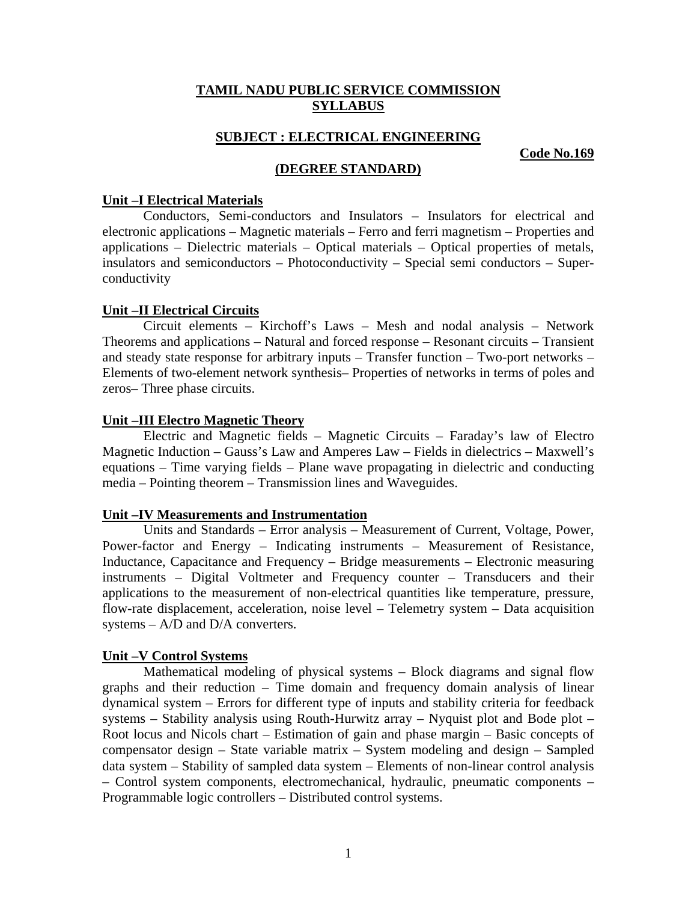# TAMIL NADU PUBLIC SERVICE COMMISSION
# SYLLABUS

## SUBJECT : ELECTRICAL ENGINEERING

**Code No.169**

## (DEGREE STANDARD)

### Unit –I Electrical Materials

Conductors, Semi-conductors and Insulators – Insulators for electrical and electronic applications – Magnetic materials – Ferro and ferri magnetism – Properties and applications – Dielectric materials – Optical materials – Optical properties of metals, insulators and semiconductors – Photoconductivity – Special semi conductors – Super-conductivity

### Unit –II Electrical Circuits

Circuit elements – Kirchoff's Laws – Mesh and nodal analysis – Network Theorems and applications – Natural and forced response – Resonant circuits – Transient and steady state response for arbitrary inputs – Transfer function – Two-port networks – Elements of two-element network synthesis– Properties of networks in terms of poles and zeros– Three phase circuits.

### Unit –III Electro Magnetic Theory

Electric and Magnetic fields – Magnetic Circuits – Faraday's law of Electro Magnetic Induction – Gauss's Law and Amperes Law – Fields in dielectrics – Maxwell's equations – Time varying fields – Plane wave propagating in dielectric and conducting media – Pointing theorem – Transmission lines and Waveguides.

### Unit –IV Measurements and Instrumentation

Units and Standards – Error analysis – Measurement of Current, Voltage, Power, Power-factor and Energy – Indicating instruments – Measurement of Resistance, Inductance, Capacitance and Frequency – Bridge measurements – Electronic measuring instruments – Digital Voltmeter and Frequency counter – Transducers and their applications to the measurement of non-electrical quantities like temperature, pressure, flow-rate displacement, acceleration, noise level – Telemetry system – Data acquisition systems – A/D and D/A converters.

### Unit –V Control Systems

Mathematical modeling of physical systems – Block diagrams and signal flow graphs and their reduction – Time domain and frequency domain analysis of linear dynamical system – Errors for different type of inputs and stability criteria for feedback systems – Stability analysis using Routh-Hurwitz array – Nyquist plot and Bode plot – Root locus and Nicols chart – Estimation of gain and phase margin – Basic concepts of compensator design – State variable matrix – System modeling and design – Sampled data system – Stability of sampled data system – Elements of non-linear control analysis – Control system components, electromechanical, hydraulic, pneumatic components – Programmable logic controllers – Distributed control systems.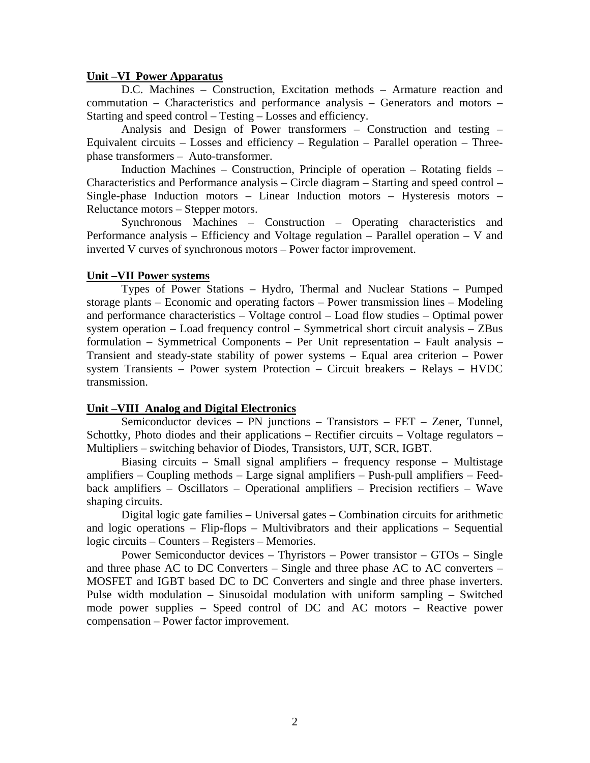## Unit –VI Power Apparatus

D.C. Machines – Construction, Excitation methods – Armature reaction and commutation – Characteristics and performance analysis – Generators and motors – Starting and speed control – Testing – Losses and efficiency.

Analysis and Design of Power transformers – Construction and testing – Equivalent circuits – Losses and efficiency – Regulation – Parallel operation – Three-phase transformers – Auto-transformer.

Induction Machines – Construction, Principle of operation – Rotating fields – Characteristics and Performance analysis – Circle diagram – Starting and speed control – Single-phase Induction motors – Linear Induction motors – Hysteresis motors – Reluctance motors – Stepper motors.

Synchronous Machines – Construction – Operating characteristics and Performance analysis – Efficiency and Voltage regulation – Parallel operation – V and inverted V curves of synchronous motors – Power factor improvement.

## Unit –VII Power systems

Types of Power Stations – Hydro, Thermal and Nuclear Stations – Pumped storage plants – Economic and operating factors – Power transmission lines – Modeling and performance characteristics – Voltage control – Load flow studies – Optimal power system operation – Load frequency control – Symmetrical short circuit analysis – ZBus formulation – Symmetrical Components – Per Unit representation – Fault analysis – Transient and steady-state stability of power systems – Equal area criterion – Power system Transients – Power system Protection – Circuit breakers – Relays – HVDC transmission.

## Unit –VIII Analog and Digital Electronics

Semiconductor devices – PN junctions – Transistors – FET – Zener, Tunnel, Schottky, Photo diodes and their applications – Rectifier circuits – Voltage regulators – Multipliers – switching behavior of Diodes, Transistors, UJT, SCR, IGBT.

Biasing circuits – Small signal amplifiers – frequency response – Multistage amplifiers – Coupling methods – Large signal amplifiers – Push-pull amplifiers – Feed-back amplifiers – Oscillators – Operational amplifiers – Precision rectifiers – Wave shaping circuits.

Digital logic gate families – Universal gates – Combination circuits for arithmetic and logic operations – Flip-flops – Multivibrators and their applications – Sequential logic circuits – Counters – Registers – Memories.

Power Semiconductor devices – Thyristors – Power transistor – GTOs – Single and three phase AC to DC Converters – Single and three phase AC to AC converters – MOSFET and IGBT based DC to DC Converters and single and three phase inverters. Pulse width modulation – Sinusoidal modulation with uniform sampling – Switched mode power supplies – Speed control of DC and AC motors – Reactive power compensation – Power factor improvement.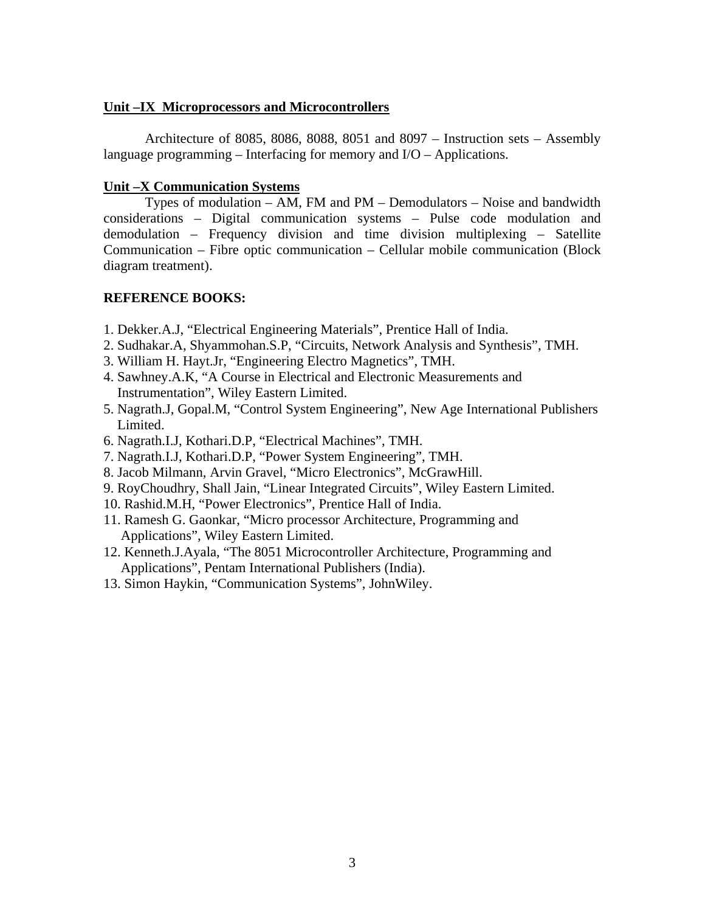**<u>Unit –IX Microprocessors and Microcontrollers</u>**

Architecture of 8085, 8086, 8088, 8051 and 8097 – Instruction sets – Assembly language programming – Interfacing for memory and I/O – Applications.

**<u>Unit –X Communication Systems</u>**

Types of modulation – AM, FM and PM – Demodulators – Noise and bandwidth considerations – Digital communication systems – Pulse code modulation and demodulation – Frequency division and time division multiplexing – Satellite Communication – Fibre optic communication – Cellular mobile communication (Block diagram treatment).

**REFERENCE BOOKS:**

1. Dekker.A.J, "Electrical Engineering Materials", Prentice Hall of India.
2. Sudhakar.A, Shyammohan.S.P, "Circuits, Network Analysis and Synthesis", TMH.
3. William H. Hayt.Jr, "Engineering Electro Magnetics", TMH.
4. Sawhney.A.K, "A Course in Electrical and Electronic Measurements and Instrumentation", Wiley Eastern Limited.
5. Nagrath.J, Gopal.M, "Control System Engineering", New Age International Publishers Limited.
6. Nagrath.I.J, Kothari.D.P, "Electrical Machines", TMH.
7. Nagrath.I.J, Kothari.D.P, "Power System Engineering", TMH.
8. Jacob Milmann, Arvin Gravel, "Micro Electronics", McGrawHill.
9. RoyChoudhry, Shall Jain, "Linear Integrated Circuits", Wiley Eastern Limited.
10. Rashid.M.H, "Power Electronics", Prentice Hall of India.
11. Ramesh G. Gaonkar, "Micro processor Architecture, Programming and Applications", Wiley Eastern Limited.
12. Kenneth.J.Ayala, "The 8051 Microcontroller Architecture, Programming and Applications", Pentam International Publishers (India).
13. Simon Haykin, "Communication Systems", JohnWiley.